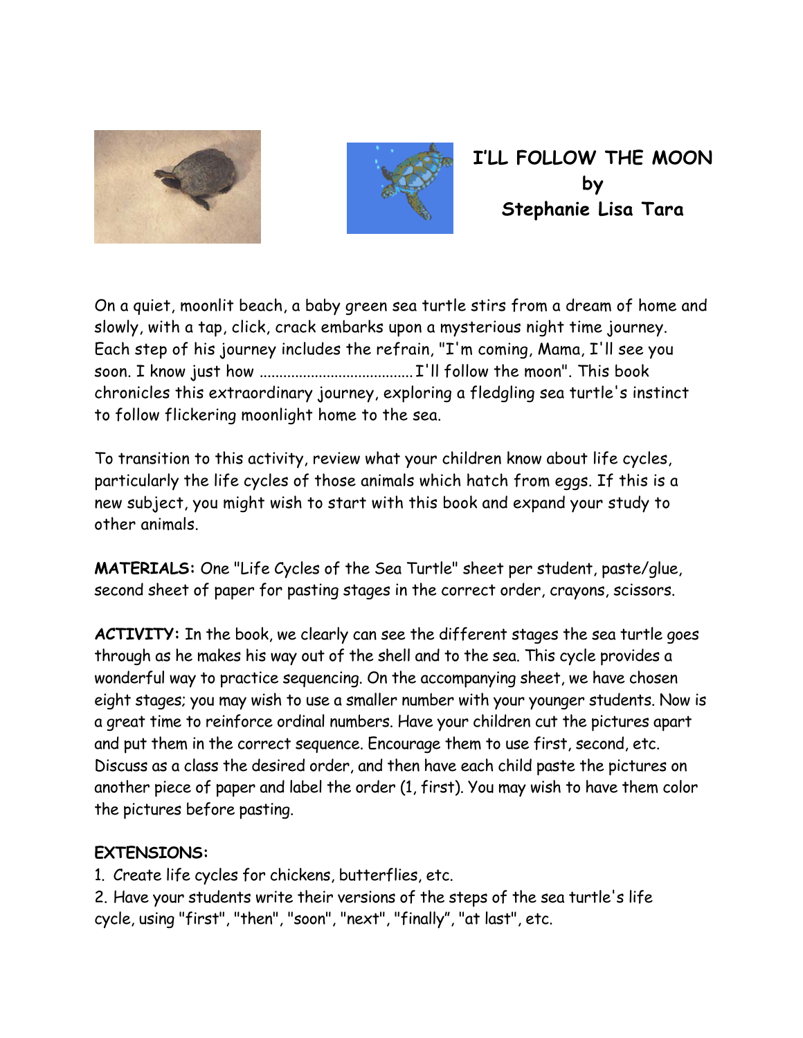# I'LL FOLLOW THE MOON
by
Stephanie Lisa Tara

On a quiet, moonlit beach, a baby green sea turtle stirs from a dream of home and slowly, with a tap, click, crack embarks upon a mysterious night time journey. Each step of his journey includes the refrain, "I'm coming, Mama, I'll see you soon. I know just how ...................................... I'll follow the moon". This book chronicles this extraordinary journey, exploring a fledgling sea turtle's instinct to follow flickering moonlight home to the sea.

To transition to this activity, review what your children know about life cycles, particularly the life cycles of those animals which hatch from eggs. If this is a new subject, you might wish to start with this book and expand your study to other animals.

**MATERIALS:** One "Life Cycles of the Sea Turtle" sheet per student, paste/glue, second sheet of paper for pasting stages in the correct order, crayons, scissors.

**ACTIVITY:** In the book, we clearly can see the different stages the sea turtle goes through as he makes his way out of the shell and to the sea. This cycle provides a wonderful way to practice sequencing. On the accompanying sheet, we have chosen eight stages; you may wish to use a smaller number with your younger students. Now is a great time to reinforce ordinal numbers. Have your children cut the pictures apart and put them in the correct sequence. Encourage them to use first, second, etc. Discuss as a class the desired order, and then have each child paste the pictures on another piece of paper and label the order (1, first). You may wish to have them color the pictures before pasting.

**EXTENSIONS:**

1. Create life cycles for chickens, butterflies, etc.
2. Have your students write their versions of the steps of the sea turtle's life cycle, using "first", "then", "soon", "next", "finally", "at last", etc.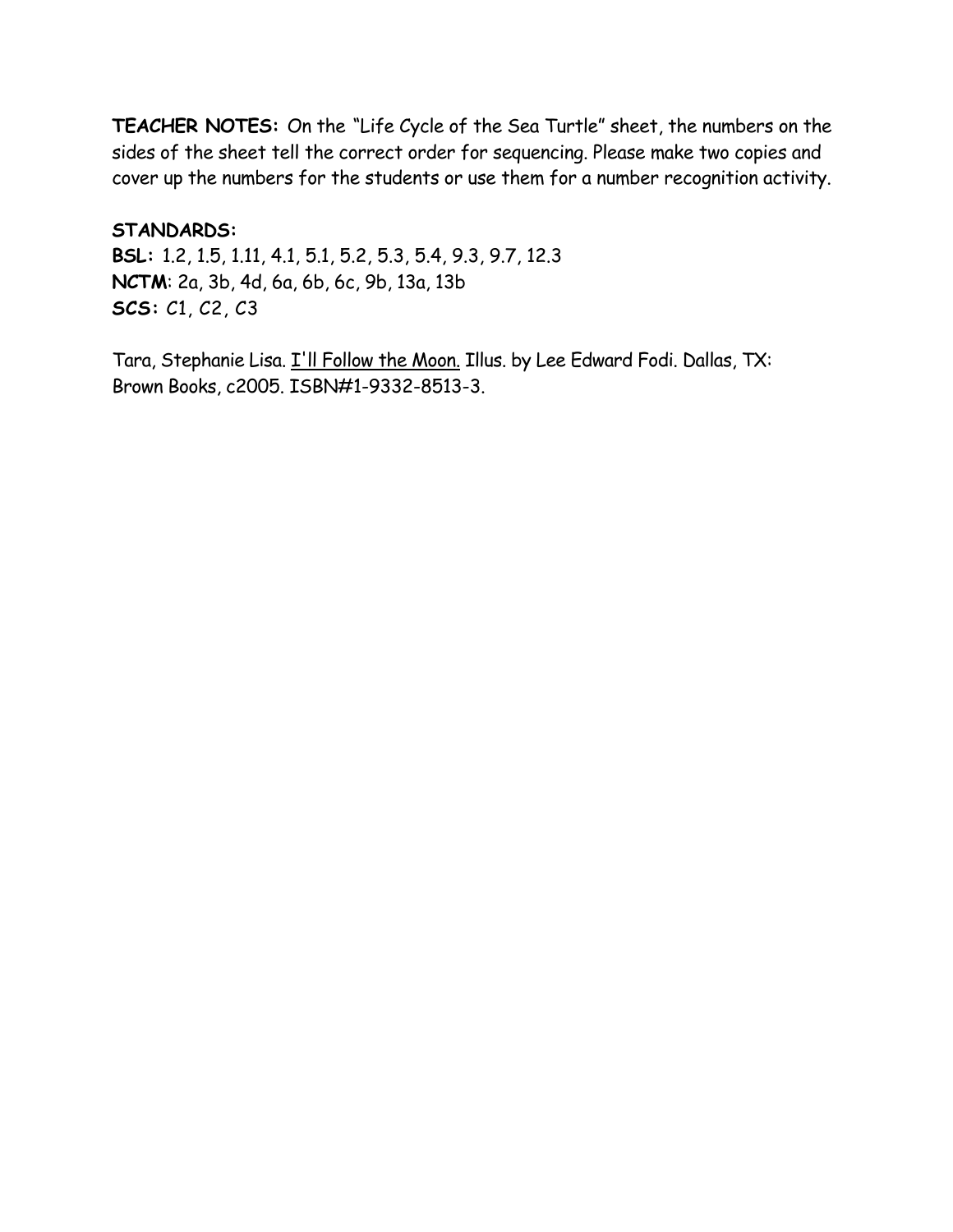**TEACHER NOTES:** On the "Life Cycle of the Sea Turtle" sheet, the numbers on the sides of the sheet tell the correct order for sequencing. Please make two copies and cover up the numbers for the students or use them for a number recognition activity.

**STANDARDS:**
**BSL:** 1.2, 1.5, 1.11, 4.1, 5.1, 5.2, 5.3, 5.4, 9.3, 9.7, 12.3
**NCTM**: 2a, 3b, 4d, 6a, 6b, 6c, 9b, 13a, 13b
**SCS:** C1, C2, C3

Tara, Stephanie Lisa. <u>I'll Follow the Moon.</u> Illus. by Lee Edward Fodi. Dallas, TX: Brown Books, c2005. ISBN#1-9332-8513-3.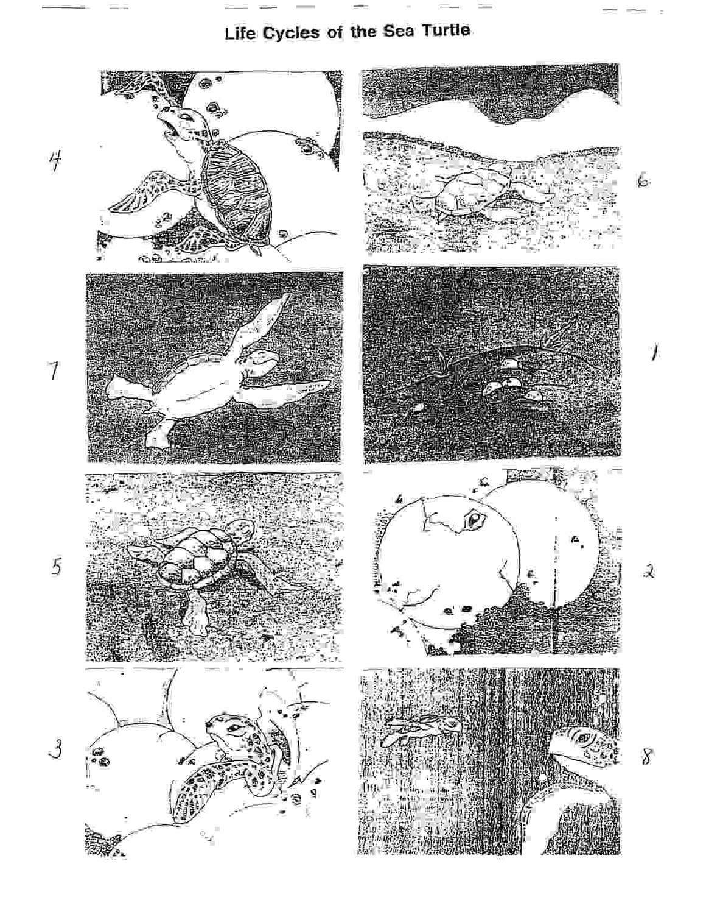# Life Cycles of the Sea Turtle

4

6

7

1

5

2

3

8